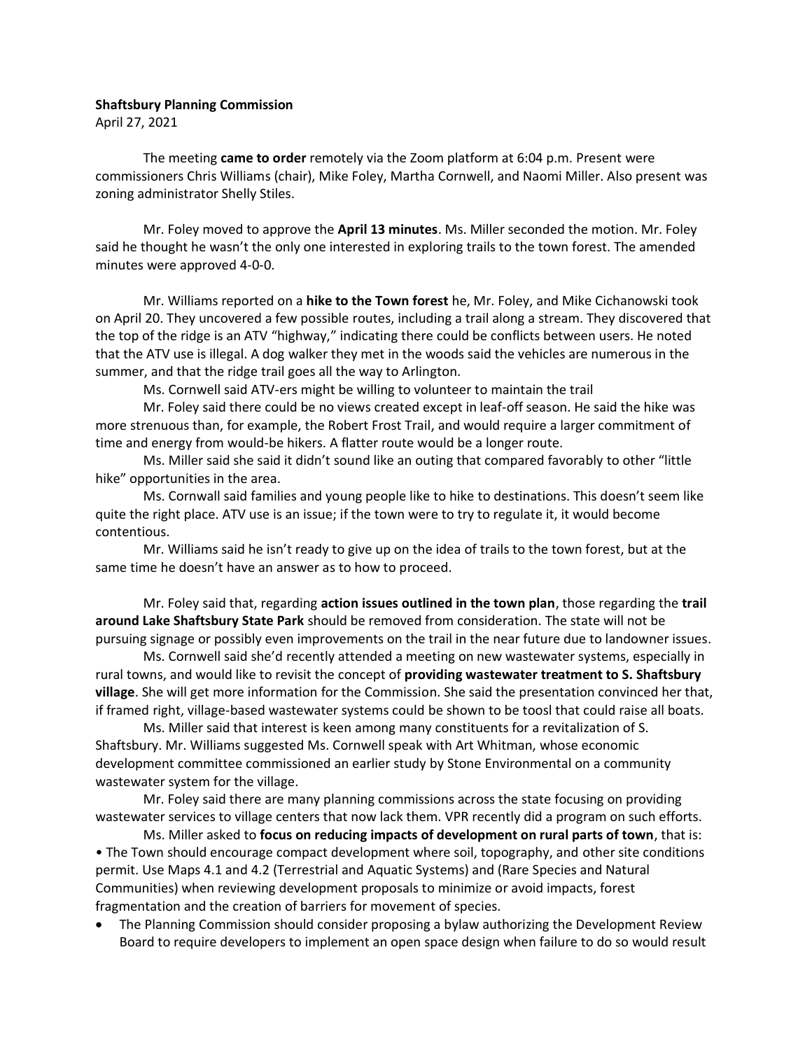**Shaftsbury Planning Commission**

April 27, 2021

The meeting **came to order** remotely via the Zoom platform at 6:04 p.m. Present were commissioners Chris Williams (chair), Mike Foley, Martha Cornwell, and Naomi Miller. Also present was zoning administrator Shelly Stiles.

Mr. Foley moved to approve the **April 13 minutes**. Ms. Miller seconded the motion. Mr. Foley said he thought he wasn't the only one interested in exploring trails to the town forest. The amended minutes were approved 4-0-0.

Mr. Williams reported on a **hike to the Town forest** he, Mr. Foley, and Mike Cichanowski took on April 20. They uncovered a few possible routes, including a trail along a stream. They discovered that the top of the ridge is an ATV "highway," indicating there could be conflicts between users. He noted that the ATV use is illegal. A dog walker they met in the woods said the vehicles are numerous in the summer, and that the ridge trail goes all the way to Arlington.

Ms. Cornwell said ATV-ers might be willing to volunteer to maintain the trail

Mr. Foley said there could be no views created except in leaf-off season. He said the hike was more strenuous than, for example, the Robert Frost Trail, and would require a larger commitment of time and energy from would-be hikers. A flatter route would be a longer route.

Ms. Miller said she said it didn't sound like an outing that compared favorably to other "little hike" opportunities in the area.

Ms. Cornwall said families and young people like to hike to destinations. This doesn't seem like quite the right place. ATV use is an issue; if the town were to try to regulate it, it would become contentious.

Mr. Williams said he isn't ready to give up on the idea of trails to the town forest, but at the same time he doesn't have an answer as to how to proceed.

Mr. Foley said that, regarding **action issues outlined in the town plan**, those regarding the **trail around Lake Shaftsbury State Park** should be removed from consideration. The state will not be pursuing signage or possibly even improvements on the trail in the near future due to landowner issues.

Ms. Cornwell said she'd recently attended a meeting on new wastewater systems, especially in rural towns, and would like to revisit the concept of **providing wastewater treatment to S. Shaftsbury village**. She will get more information for the Commission. She said the presentation convinced her that, if framed right, village-based wastewater systems could be shown to be toosl that could raise all boats.

Ms. Miller said that interest is keen among many constituents for a revitalization of S. Shaftsbury. Mr. Williams suggested Ms. Cornwell speak with Art Whitman, whose economic development committee commissioned an earlier study by Stone Environmental on a community wastewater system for the village.

Mr. Foley said there are many planning commissions across the state focusing on providing wastewater services to village centers that now lack them. VPR recently did a program on such efforts.

Ms. Miller asked to **focus on reducing impacts of development on rural parts of town**, that is:

• The Town should encourage compact development where soil, topography, and other site conditions permit. Use Maps 4.1 and 4.2 (Terrestrial and Aquatic Systems) and (Rare Species and Natural Communities) when reviewing development proposals to minimize or avoid impacts, forest fragmentation and the creation of barriers for movement of species.

- The Planning Commission should consider proposing a bylaw authorizing the Development Review Board to require developers to implement an open space design when failure to do so would result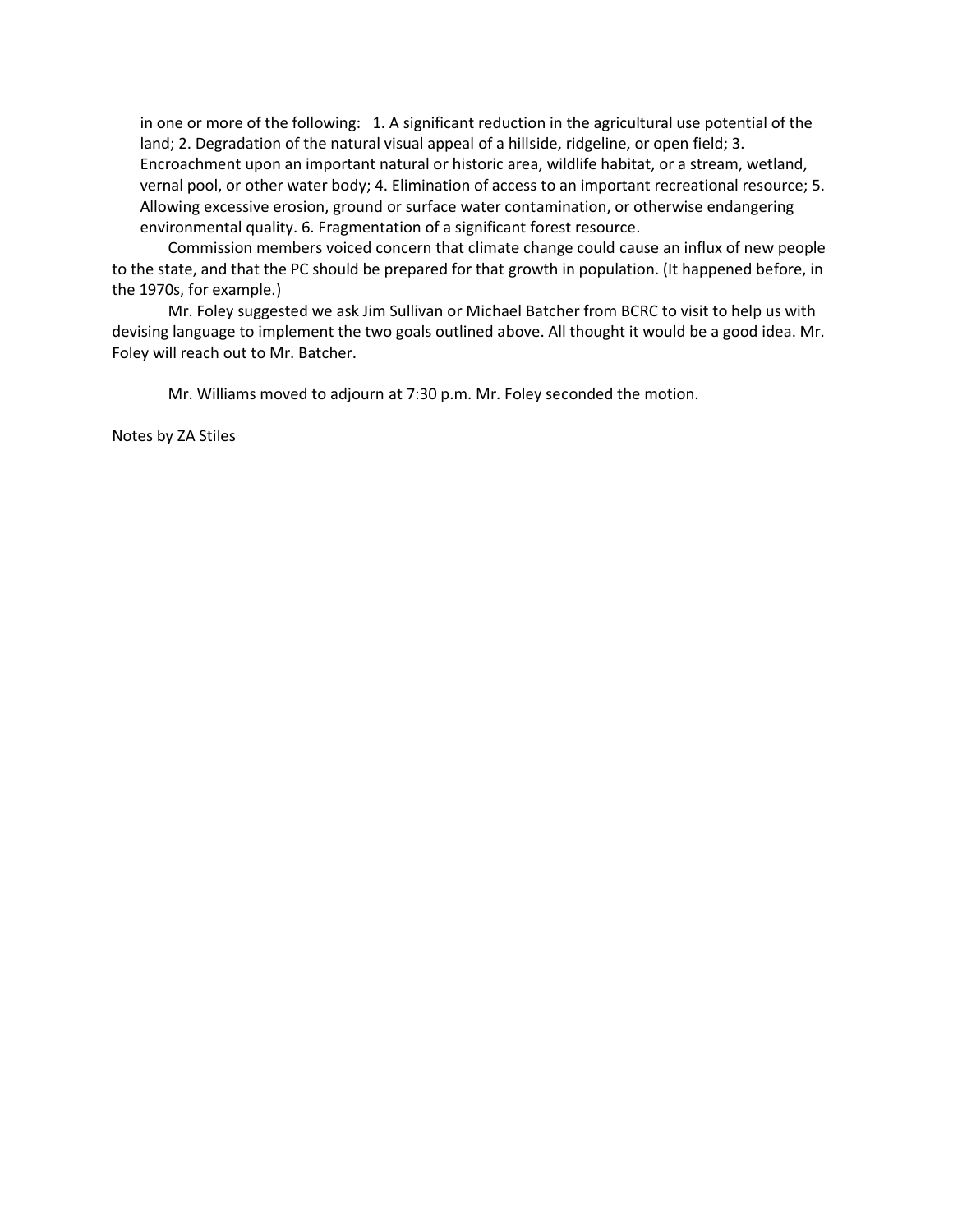in one or more of the following: 1. A significant reduction in the agricultural use potential of the land; 2. Degradation of the natural visual appeal of a hillside, ridgeline, or open field; 3. Encroachment upon an important natural or historic area, wildlife habitat, or a stream, wetland, vernal pool, or other water body; 4. Elimination of access to an important recreational resource; 5. Allowing excessive erosion, ground or surface water contamination, or otherwise endangering environmental quality. 6. Fragmentation of a significant forest resource.

Commission members voiced concern that climate change could cause an influx of new people to the state, and that the PC should be prepared for that growth in population. (It happened before, in the 1970s, for example.)

Mr. Foley suggested we ask Jim Sullivan or Michael Batcher from BCRC to visit to help us with devising language to implement the two goals outlined above. All thought it would be a good idea. Mr. Foley will reach out to Mr. Batcher.

Mr. Williams moved to adjourn at 7:30 p.m. Mr. Foley seconded the motion.

Notes by ZA Stiles